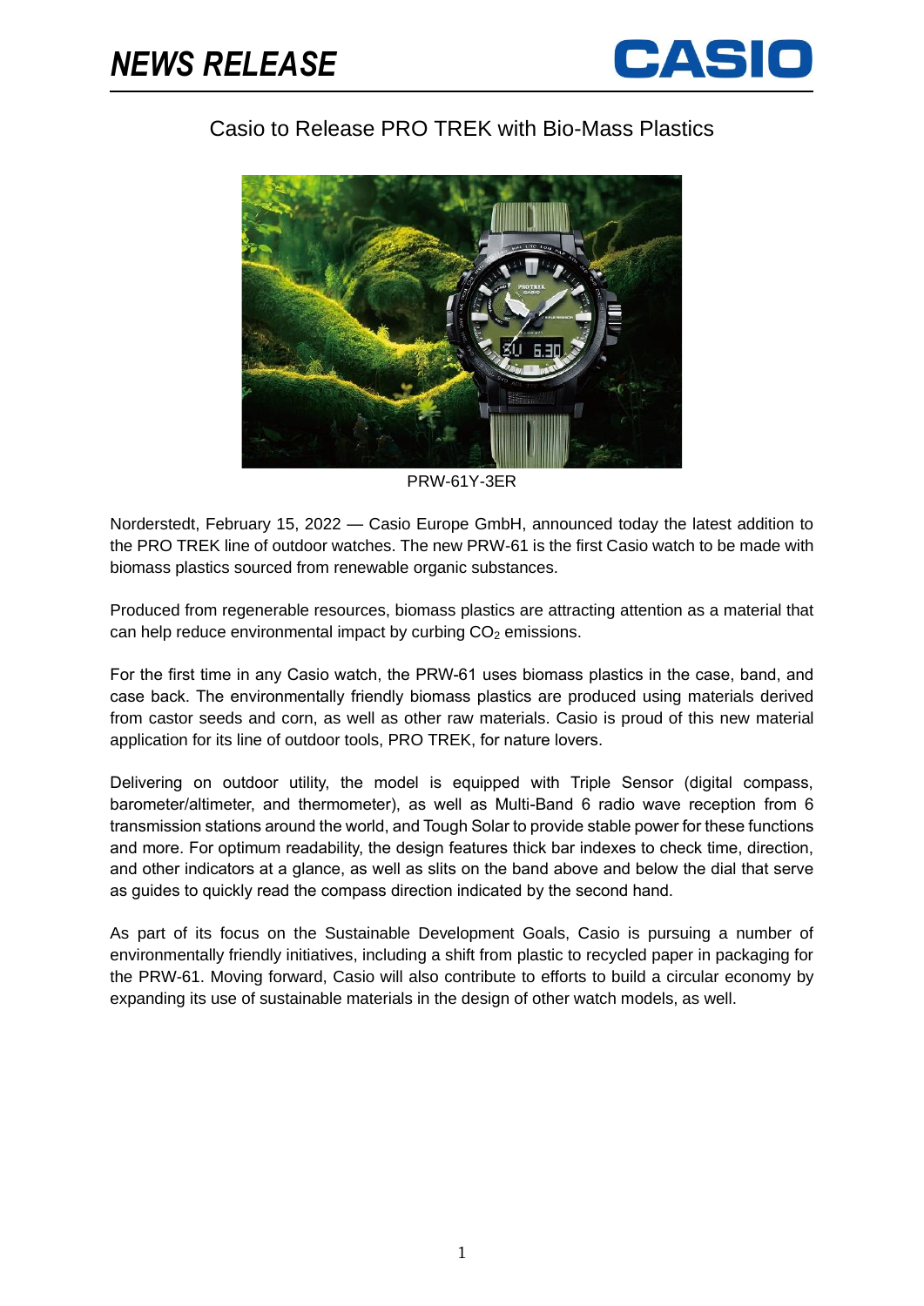# NEWS RELEASE

## Casio to Release PRO TREK with Bio-Mass Plastics

PRW-61Y-3ER

Norderstedt, February 15, 2022 — Casio Europe GmbH, announced today the latest addition to the PRO TREK line of outdoor watches. The new PRW-61 is the first Casio watch to be made with biomass plastics sourced from renewable organic substances.

Produced from regenerable resources, biomass plastics are attracting attention as a material that can help reduce environmental impact by curbing $CO_2$ emissions.

For the first time in any Casio watch, the PRW-61 uses biomass plastics in the case, band, and case back. The environmentally friendly biomass plastics are produced using materials derived from castor seeds and corn, as well as other raw materials. Casio is proud of this new material application for its line of outdoor tools, PRO TREK, for nature lovers.

Delivering on outdoor utility, the model is equipped with Triple Sensor (digital compass, barometer/altimeter, and thermometer), as well as Multi-Band 6 radio wave reception from 6 transmission stations around the world, and Tough Solar to provide stable power for these functions and more. For optimum readability, the design features thick bar indexes to check time, direction, and other indicators at a glance, as well as slits on the band above and below the dial that serve as guides to quickly read the compass direction indicated by the second hand.

As part of its focus on the Sustainable Development Goals, Casio is pursuing a number of environmentally friendly initiatives, including a shift from plastic to recycled paper in packaging for the PRW-61. Moving forward, Casio will also contribute to efforts to build a circular economy by expanding its use of sustainable materials in the design of other watch models, as well.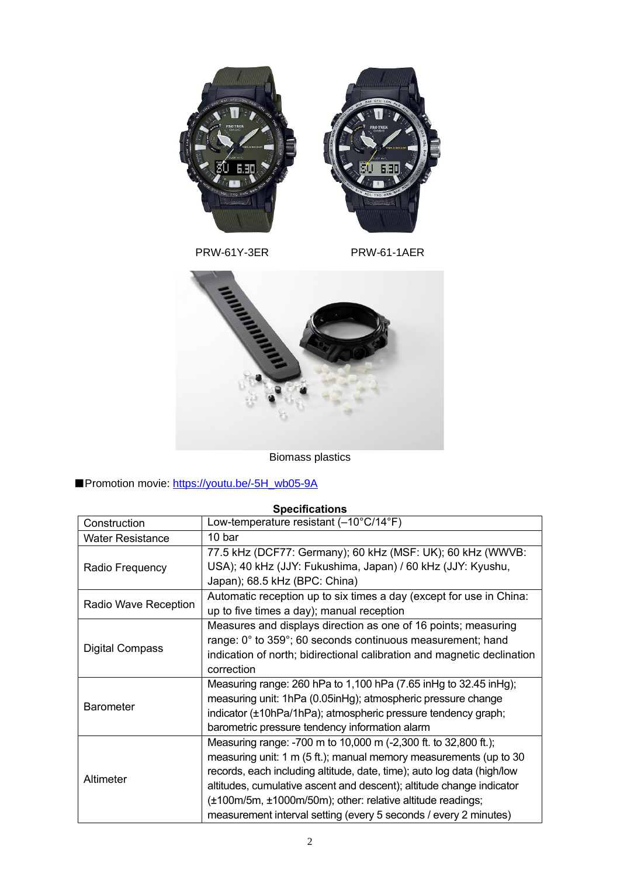PRW-61Y-3ER

PRW-61-1AER

Biomass plastics

■Promotion movie: [https://youtu.be/-5H_wb05-9A](https://youtu.be/-5H_wb05-9A)

**Specifications**

| | |
|---|---|
| Construction | Low-temperature resistant (–10°C/14°F) |
| Water Resistance | 10 bar |
| Radio Frequency | 77.5 kHz (DCF77: Germany); 60 kHz (MSF: UK); 60 kHz (WWVB: USA); 40 kHz (JJY: Fukushima, Japan) / 60 kHz (JJY: Kyushu, Japan); 68.5 kHz (BPC: China) |
| Radio Wave Reception | Automatic reception up to six times a day (except for use in China: up to five times a day); manual reception |
| Digital Compass | Measures and displays direction as one of 16 points; measuring range: 0° to 359°; 60 seconds continuous measurement; hand indication of north; bidirectional calibration and magnetic declination correction |
| Barometer | Measuring range: 260 hPa to 1,100 hPa (7.65 inHg to 32.45 inHg); measuring unit: 1hPa (0.05inHg); atmospheric pressure change indicator (±10hPa/1hPa); atmospheric pressure tendency graph; barometric pressure tendency information alarm |
| Altimeter | Measuring range: -700 m to 10,000 m (-2,300 ft. to 32,800 ft.); measuring unit: 1 m (5 ft.); manual memory measurements (up to 30 records, each including altitude, date, time); auto log data (high/low altitudes, cumulative ascent and descent); altitude change indicator (±100m/5m, ±1000m/50m); other: relative altitude readings; measurement interval setting (every 5 seconds / every 2 minutes) |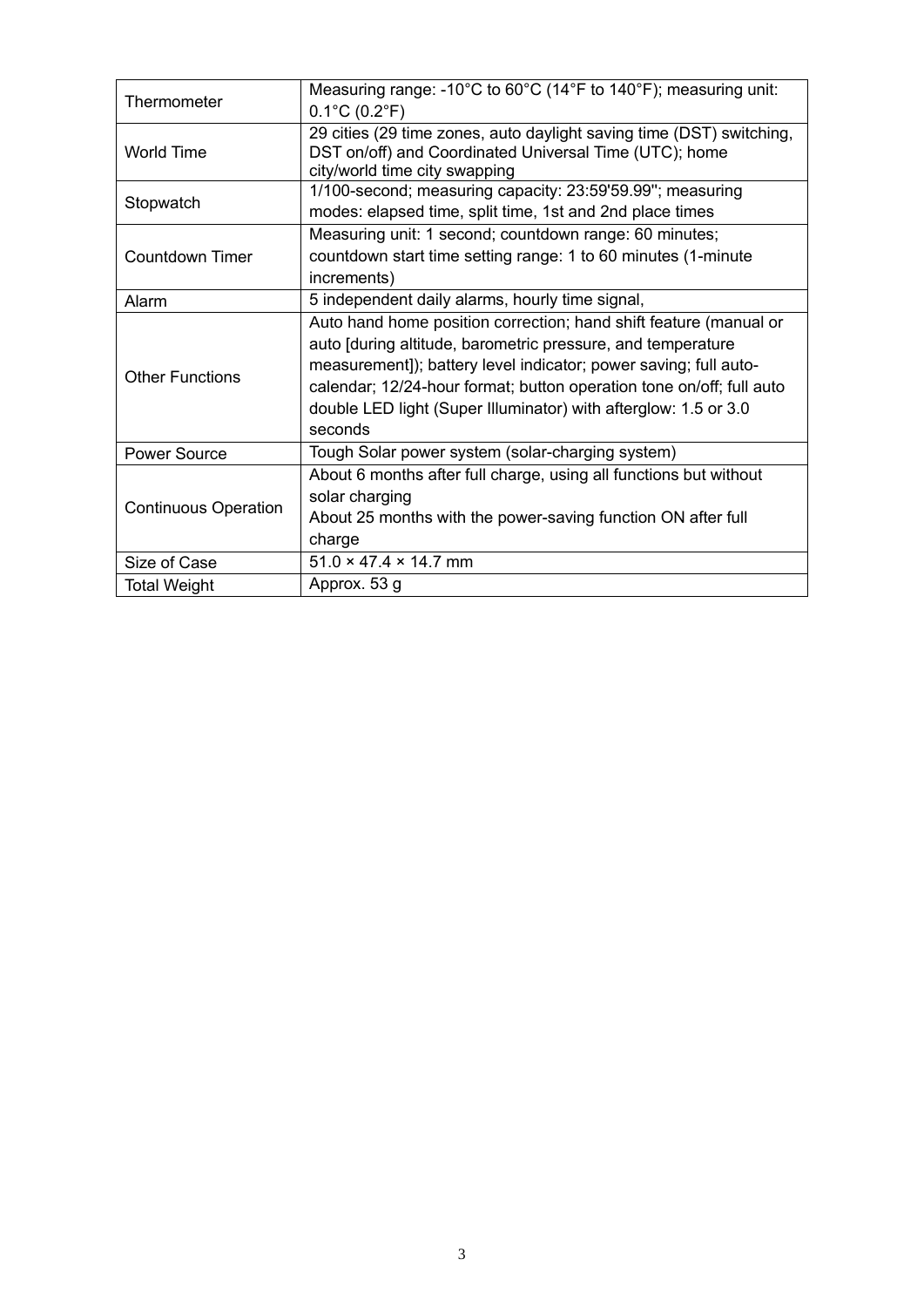| | |
|---|---|
| Thermometer | Measuring range: -10°C to 60°C (14°F to 140°F); measuring unit: 0.1°C (0.2°F) |
| World Time | 29 cities (29 time zones, auto daylight saving time (DST) switching, DST on/off) and Coordinated Universal Time (UTC); home city/world time city swapping |
| Stopwatch | 1/100-second; measuring capacity: 23:59'59.99''; measuring modes: elapsed time, split time, 1st and 2nd place times |
| Countdown Timer | Measuring unit: 1 second; countdown range: 60 minutes; countdown start time setting range: 1 to 60 minutes (1-minute increments) |
| Alarm | 5 independent daily alarms, hourly time signal, |
| Other Functions | Auto hand home position correction; hand shift feature (manual or auto [during altitude, barometric pressure, and temperature measurement]); battery level indicator; power saving; full auto-calendar; 12/24-hour format; button operation tone on/off; full auto double LED light (Super Illuminator) with afterglow: 1.5 or 3.0 seconds |
| Power Source | Tough Solar power system (solar-charging system) |
| Continuous Operation | About 6 months after full charge, using all functions but without solar charging<br>About 25 months with the power-saving function ON after full charge |
| Size of Case | 51.0 × 47.4 × 14.7 mm |
| Total Weight | Approx. 53 g |